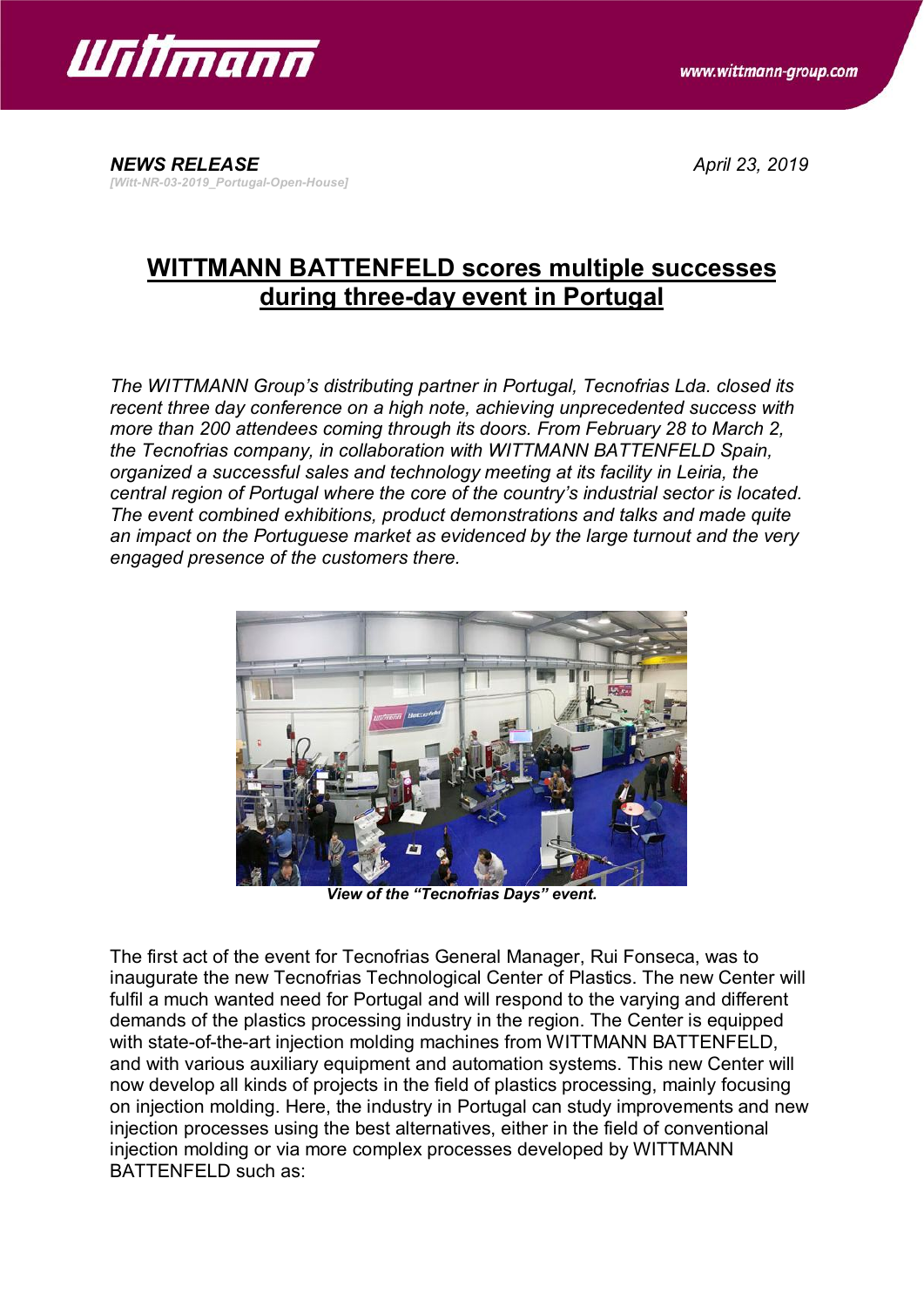***NEWS RELEASE*** *April 23, 2019*

*[Witt-NR-03-2019_Portugal-Open-House]*

# WITTMANN BATTENFELD scores multiple successes during three-day event in Portugal

*The WITTMANN Group's distributing partner in Portugal, Tecnofrias Lda. closed its recent three day conference on a high note, achieving unprecedented success with more than 200 attendees coming through its doors. From February 28 to March 2, the Tecnofrias company, in collaboration with WITTMANN BATTENFELD Spain, organized a successful sales and technology meeting at its facility in Leiria, the central region of Portugal where the core of the country's industrial sector is located. The event combined exhibitions, product demonstrations and talks and made quite an impact on the Portuguese market as evidenced by the large turnout and the very engaged presence of the customers there.*

***View of the "Tecnofrias Days" event.***

The first act of the event for Tecnofrias General Manager, Rui Fonseca, was to inaugurate the new Tecnofrias Technological Center of Plastics. The new Center will fulfil a much wanted need for Portugal and will respond to the varying and different demands of the plastics processing industry in the region. The Center is equipped with state-of-the-art injection molding machines from WITTMANN BATTENFELD, and with various auxiliary equipment and automation systems. This new Center will now develop all kinds of projects in the field of plastics processing, mainly focusing on injection molding. Here, the industry in Portugal can study improvements and new injection processes using the best alternatives, either in the field of conventional injection molding or via more complex processes developed by WITTMANN BATTENFELD such as: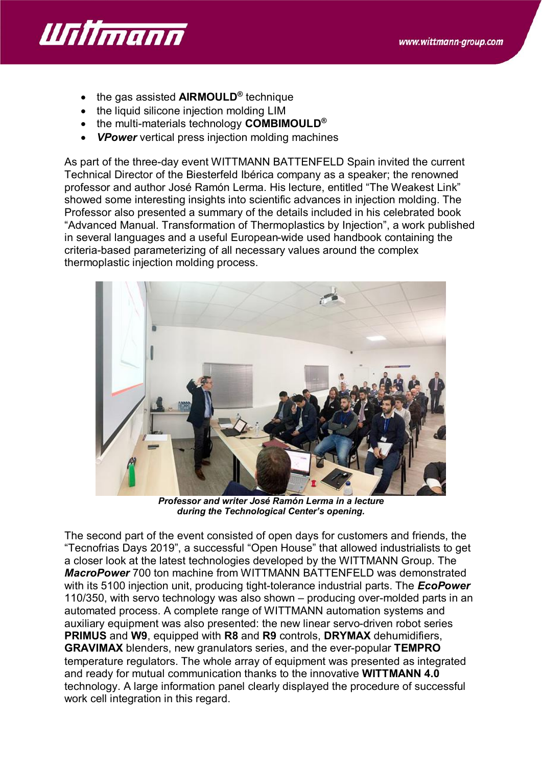- the gas assisted **AIRMOULD®** technique
- the liquid silicone injection molding LIM
- the multi-materials technology **COMBIMOULD®**
- ***VPower*** vertical press injection molding machines

As part of the three-day event WITTMANN BATTENFELD Spain invited the current Technical Director of the Biesterfeld Ibérica company as a speaker; the renowned professor and author José Ramón Lerma. His lecture, entitled "The Weakest Link" showed some interesting insights into scientific advances in injection molding. The Professor also presented a summary of the details included in his celebrated book "Advanced Manual. Transformation of Thermoplastics by Injection", a work published in several languages and a useful European-wide used handbook containing the criteria-based parameterizing of all necessary values around the complex thermoplastic injection molding process.

***Professor and writer José Ramón Lerma in a lecture during the Technological Center's opening.***

The second part of the event consisted of open days for customers and friends, the "Tecnofrias Days 2019", a successful "Open House" that allowed industrialists to get a closer look at the latest technologies developed by the WITTMANN Group. The ***MacroPower*** 700 ton machine from WITTMANN BATTENFELD was demonstrated with its 5100 injection unit, producing tight-tolerance industrial parts. The ***EcoPower*** 110/350, with servo technology was also shown – producing over-molded parts in an automated process. A complete range of WITTMANN automation systems and auxiliary equipment was also presented: the new linear servo-driven robot series **PRIMUS** and **W9**, equipped with **R8** and **R9** controls, **DRYMAX** dehumidifiers, **GRAVIMAX** blenders, new granulators series, and the ever-popular **TEMPRO** temperature regulators. The whole array of equipment was presented as integrated and ready for mutual communication thanks to the innovative **WITTMANN 4.0** technology. A large information panel clearly displayed the procedure of successful work cell integration in this regard.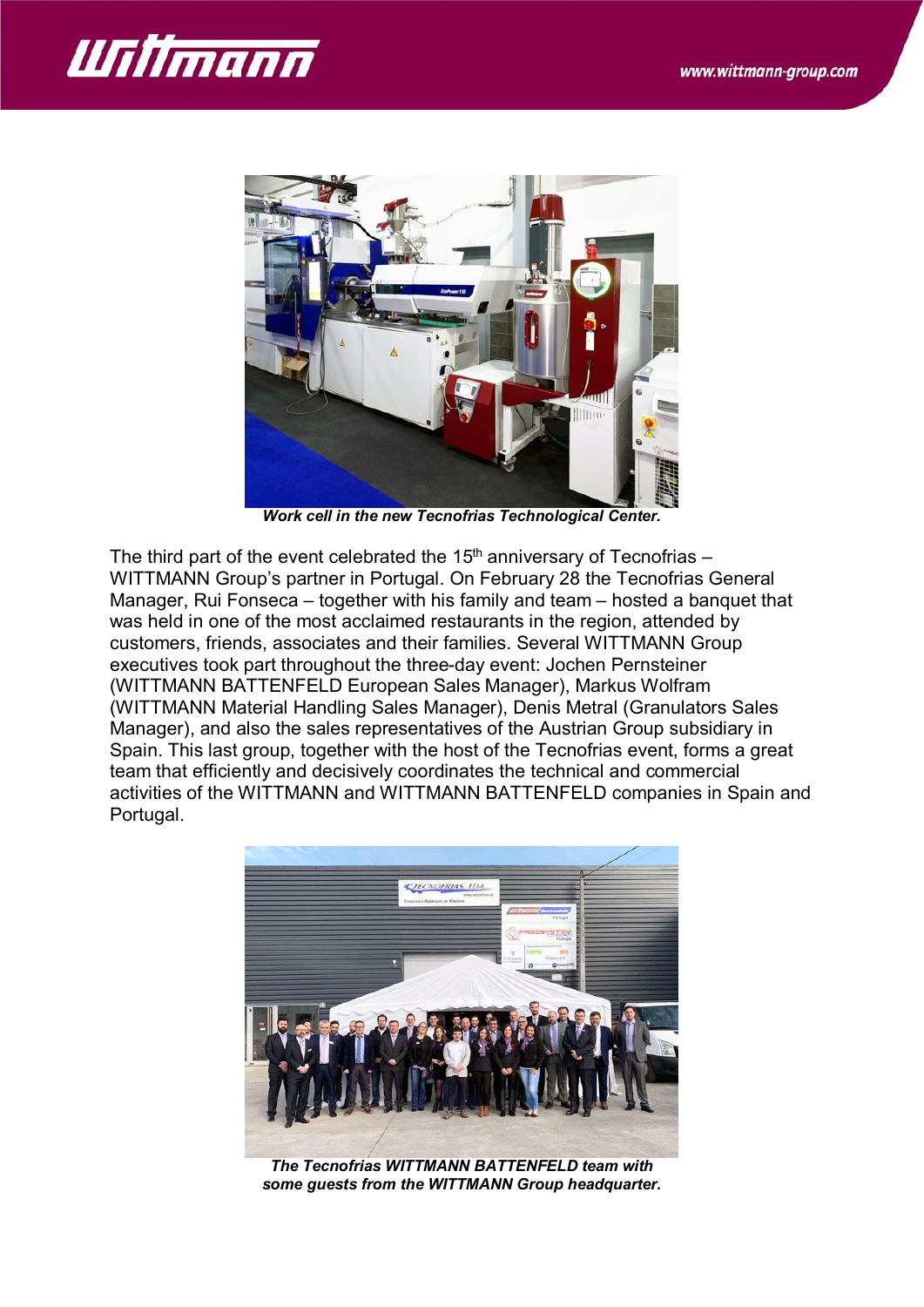***Work cell in the new Tecnofrias Technological Center.***

The third part of the event celebrated the 15th anniversary of Tecnofrias – WITTMANN Group's partner in Portugal. On February 28 the Tecnofrias General Manager, Rui Fonseca – together with his family and team – hosted a banquet that was held in one of the most acclaimed restaurants in the region, attended by customers, friends, associates and their families. Several WITTMANN Group executives took part throughout the three-day event: Jochen Pernsteiner (WITTMANN BATTENFELD European Sales Manager), Markus Wolfram (WITTMANN Material Handling Sales Manager), Denis Metral (Granulators Sales Manager), and also the sales representatives of the Austrian Group subsidiary in Spain. This last group, together with the host of the Tecnofrias event, forms a great team that efficiently and decisively coordinates the technical and commercial activities of the WITTMANN and WITTMANN BATTENFELD companies in Spain and Portugal.

***The Tecnofrias WITTMANN BATTENFELD team with some guests from the WITTMANN Group headquarter.***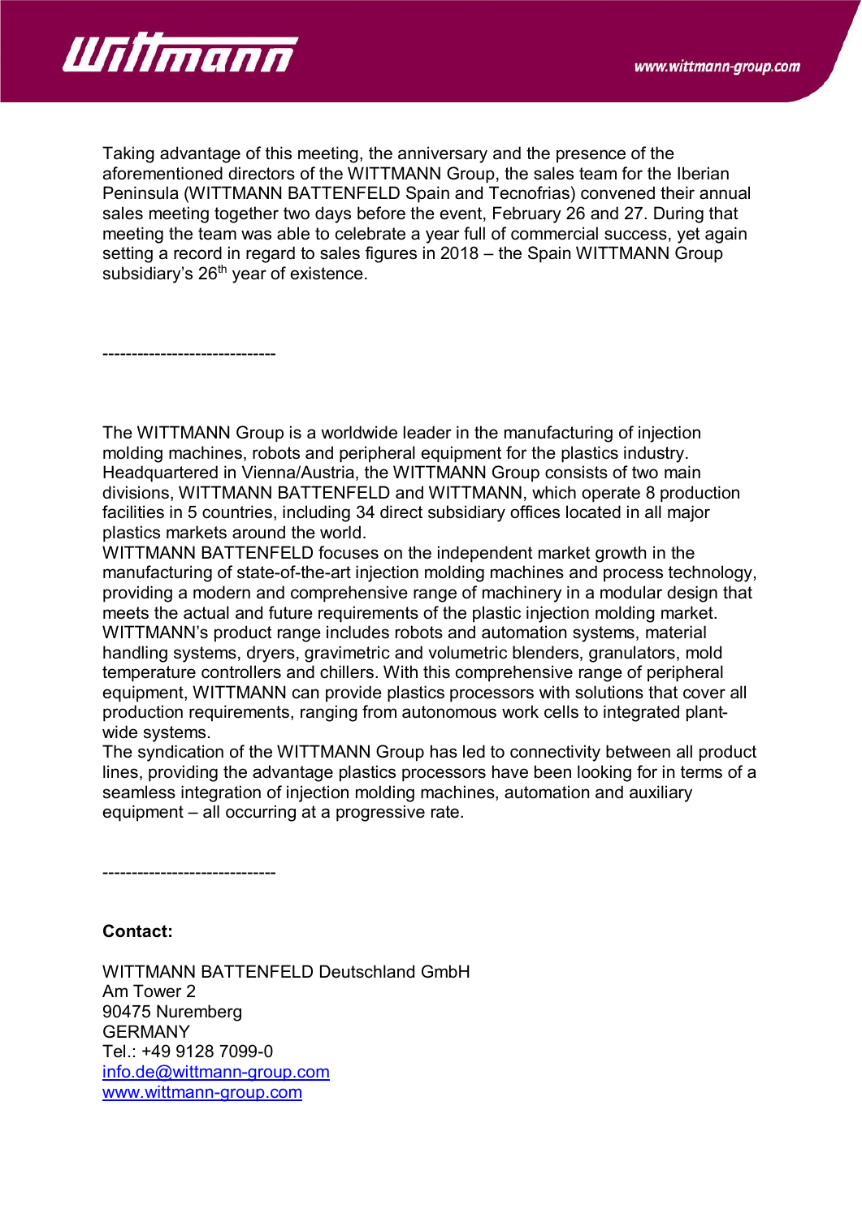Taking advantage of this meeting, the anniversary and the presence of the aforementioned directors of the WITTMANN Group, the sales team for the Iberian Peninsula (WITTMANN BATTENFELD Spain and Tecnofrias) convened their annual sales meeting together two days before the event, February 26 and 27. During that meeting the team was able to celebrate a year full of commercial success, yet again setting a record in regard to sales figures in 2018 – the Spain WITTMANN Group subsidiary's 26th year of existence.

------------------------------

The WITTMANN Group is a worldwide leader in the manufacturing of injection molding machines, robots and peripheral equipment for the plastics industry. Headquartered in Vienna/Austria, the WITTMANN Group consists of two main divisions, WITTMANN BATTENFELD and WITTMANN, which operate 8 production facilities in 5 countries, including 34 direct subsidiary offices located in all major plastics markets around the world.
WITTMANN BATTENFELD focuses on the independent market growth in the manufacturing of state-of-the-art injection molding machines and process technology, providing a modern and comprehensive range of machinery in a modular design that meets the actual and future requirements of the plastic injection molding market.
WITTMANN's product range includes robots and automation systems, material handling systems, dryers, gravimetric and volumetric blenders, granulators, mold temperature controllers and chillers. With this comprehensive range of peripheral equipment, WITTMANN can provide plastics processors with solutions that cover all production requirements, ranging from autonomous work cells to integrated plant-wide systems.
The syndication of the WITTMANN Group has led to connectivity between all product lines, providing the advantage plastics processors have been looking for in terms of a seamless integration of injection molding machines, automation and auxiliary equipment – all occurring at a progressive rate.

------------------------------

**Contact:**

WITTMANN BATTENFELD Deutschland GmbH
Am Tower 2
90475 Nuremberg
GERMANY
Tel.: +49 9128 7099-0
info.de@wittmann-group.com
www.wittmann-group.com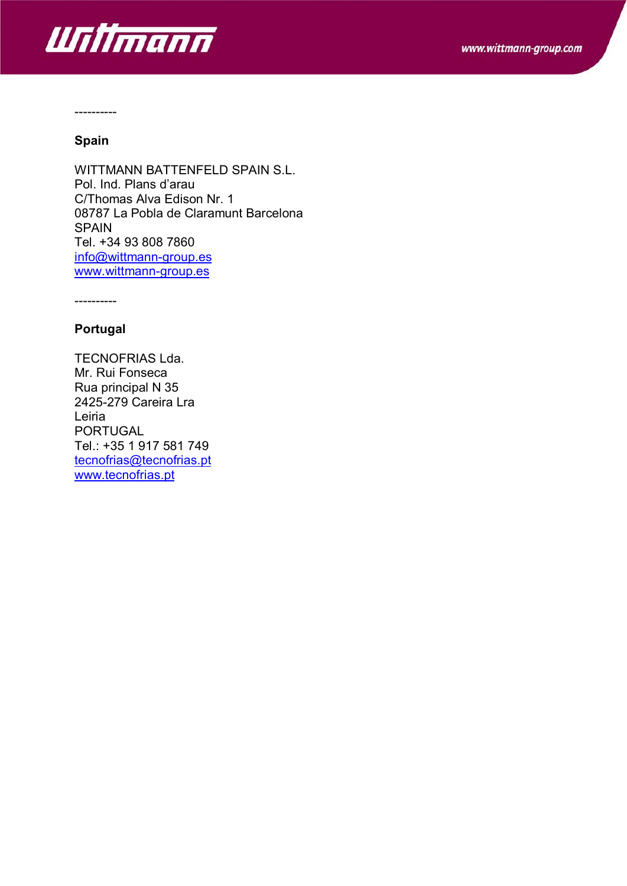----------

**Spain**

WITTMANN BATTENFELD SPAIN S.L.  
Pol. Ind. Plans d'arau  
C/Thomas Alva Edison Nr. 1  
08787 La Pobla de Claramunt Barcelona  
SPAIN  
Tel. +34 93 808 7860  
info@wittmann-group.es  
www.wittmann-group.es

----------

**Portugal**

TECNOFRIAS Lda.  
Mr. Rui Fonseca  
Rua principal N 35  
2425-279 Careira Lra  
Leiria  
PORTUGAL  
Tel.: +35 1 917 581 749  
tecnofrias@tecnofrias.pt  
www.tecnofrias.pt